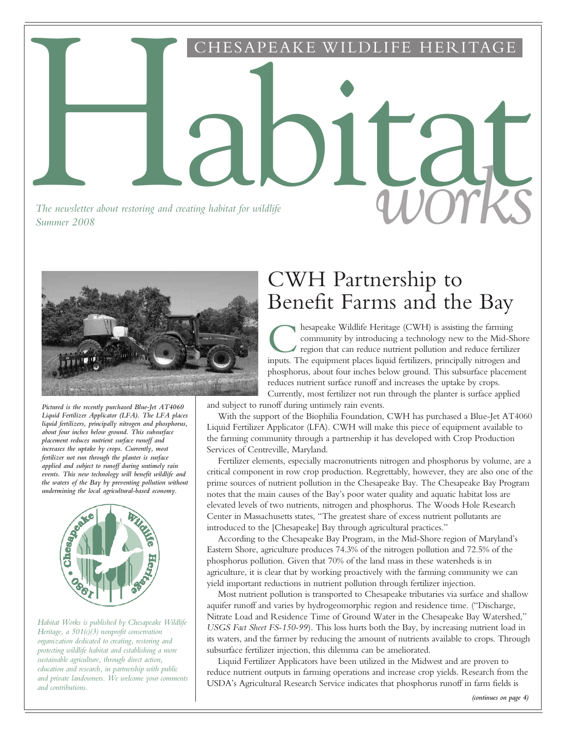CHESAPEAKE WILDLIFE HERITAGE

# Habitat works

*The newsletter about restoring and creating habitat for wildlife*
*Summer 2008*

*Pictured is the recently purchased Blue-Jet AT4060 Liquid Fertilizer Applicator (LFA). The LFA places liquid fertilizers, principally nitrogen and phosphorus, about four inches below ground. This subsurface placement reduces nutrient surface runoff and increases the uptake by crops. Currently, most fertilizer not run through the planter is surface applied and subject to runoff during untimely rain events. This new technology will benefit wildlife and the waters of the Bay by preventing pollution without undermining the local agricultural-based economy.*

*Habitat Works is published by Chesapeake Wildlife Heritage, a 501(c)(3) nonprofit conservation organization dedicated to creating, restoring and protecting wildlife habitat and establishing a more sustainable agriculture, through direct action, education and research, in partnership with public and private landowners. We welcome your comments and contributions.*

## CWH Partnership to Benefit Farms and the Bay

Chesapeake Wildlife Heritage (CWH) is assisting the farming community by introducing a technology new to the Mid-Shore region that can reduce nutrient pollution and reduce fertilizer inputs. The equipment places liquid fertilizers, principally nitrogen and phosphorus, about four inches below ground. This subsurface placement reduces nutrient surface runoff and increases the uptake by crops. Currently, most fertilizer not run through the planter is surface applied and subject to runoff during untimely rain events.

With the support of the Biophilia Foundation, CWH has purchased a Blue-Jet AT4060 Liquid Fertilizer Applicator (LFA). CWH will make this piece of equipment available to the farming community through a partnership it has developed with Crop Production Services of Centreville, Maryland.

Fertilizer elements, especially macronutrients nitrogen and phosphorus by volume, are a critical component in row crop production. Regrettably, however, they are also one of the prime sources of nutrient pollution in the Chesapeake Bay. The Chesapeake Bay Program notes that the main causes of the Bay's poor water quality and aquatic habitat loss are elevated levels of two nutrients, nitrogen and phosphorus. The Woods Hole Research Center in Massachusetts states, "The greatest share of excess nutrient pollutants are introduced to the [Chesapeake] Bay through agricultural practices."

According to the Chesapeake Bay Program, in the Mid-Shore region of Maryland's Eastern Shore, agriculture produces 74.3% of the nitrogen pollution and 72.5% of the phosphorus pollution. Given that 70% of the land mass in these watersheds is in agriculture, it is clear that by working proactively with the farming community we can yield important reductions in nutrient pollution through fertilizer injection.

Most nutrient pollution is transported to Chesapeake tributaries via surface and shallow aquifer runoff and varies by hydrogeomorphic region and residence time. ("Discharge, Nitrate Load and Residence Time of Ground Water in the Chesapeake Bay Watershed," *USGS Fact Sheet FS-150-99*). This loss hurts both the Bay, by increasing nutrient load in its waters, and the farmer by reducing the amount of nutrients available to crops. Through subsurface fertilizer injection, this dilemma can be ameliorated.

Liquid Fertilizer Applicators have been utilized in the Midwest and are proven to reduce nutrient outputs in farming operations and increase crop yields. Research from the USDA's Agricultural Research Service indicates that phosphorus runoff in farm fields is

*(continues on page 4)*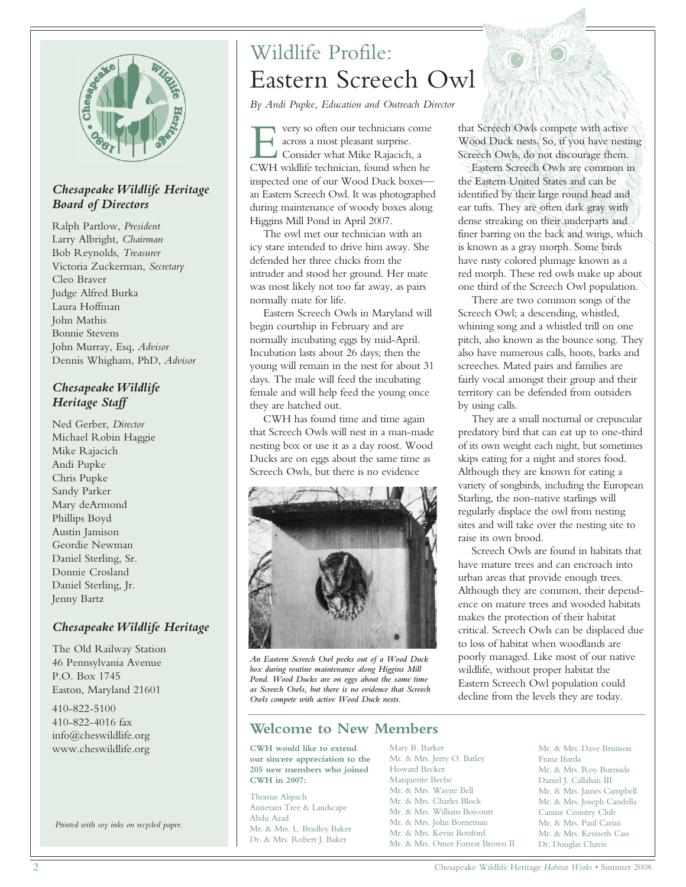# Wildlife Profile: Eastern Screech Owl

*By Andi Pupke, Education and Outreach Director*

Every so often our technicians come across a most pleasant surprise. Consider what Mike Rajacich, a CWH wildlife technician, found when he inspected one of our Wood Duck boxes—an Eastern Screech Owl. It was photographed during maintenance of woody boxes along Higgins Mill Pond in April 2007.

The owl met our technician with an icy stare intended to drive him away. She defended her three chicks from the intruder and stood her ground. Her mate was most likely not too far away, as pairs normally mate for life.

Eastern Screech Owls in Maryland will begin courtship in February and are normally incubating eggs by mid-April. Incubation lasts about 26 days; then the young will remain in the nest for about 31 days. The male will feed the incubating female and will help feed the young once they are hatched out.

CWH has found time and time again that Screech Owls will nest in a man-made nesting box or use it as a day roost. Wood Ducks are on eggs about the same time as Screech Owls, but there is no evidence that Screech Owls compete with active Wood Duck nests. So, if you have nesting Screech Owls, do not discourage them.

*An Eastern Screech Owl peeks out of a Wood Duck box during routine maintenance along Higgins Mill Pond. Wood Ducks are on eggs about the same time as Screech Owls, but there is no evidence that Screech Owls compete with active Wood Duck nests.*

Eastern Screech Owls are common in the Eastern United States and can be identified by their large round head and ear tufts. They are often dark gray with dense streaking on their underparts and finer barring on the back and wings, which is known as a gray morph. Some birds have rusty colored plumage known as a red morph. These red owls make up about one third of the Screech Owl population.

There are two common songs of the Screech Owl; a descending, whistled, whining song and a whistled trill on one pitch, also known as the bounce song. They also have numerous calls, hoots, barks and screeches. Mated pairs and families are fairly vocal amongst their group and their territory can be defended from outsiders by using calls.

They are a small nocturnal or crepuscular predatory bird that can eat up to one-third of its own weight each night, but sometimes skips eating for a night and stores food. Although they are known for eating a variety of songbirds, including the European Starling, the non-native starlings will regularly displace the owl from nesting sites and will take over the nesting site to raise its own brood.

Screech Owls are found in habitats that have mature trees and can encroach into urban areas that provide enough trees. Although they are common, their dependence on mature trees and wooded habitats makes the protection of their habitat critical. Screech Owls can be displaced due to loss of habitat when woodlands are poorly managed. Like most of our native wildlife, without proper habitat the Eastern Screech Owl population could decline from the levels they are today.

## Welcome to New Members

**CWH would like to extend our sincere appreciation to the 205 new members who joined CWH in 2007:**

Thomas Alspach
Antietam Tree & Landscape
Abdu Azad
Mr. & Mrs. L. Bradley Baker
Dr. & Mrs. Robert J. Baker
Mary B. Barker
Mr. & Mrs. Jerry O. Batley
Howard Becker
Marquerite Beebe
Mr. & Mrs. Wayne Bell
Mr. & Mrs. Charles Block
Mr. & Mrs. William Boicourt
Mr. & Mrs. John Borneman
Mr. & Mrs. Kevin Botsford
Mr. & Mrs. Omer Forrest Brown II
Mr. & Mrs. Dave Brunson
Franz Burda
Mr. & Mrs. Roy Burnside
Daniel J. Callahan III
Mr. & Mrs. James Campbell
Mr. & Mrs. Joseph Candella
Canine Country Club
Mr. & Mrs. Paul Carini
Mr. & Mrs. Kenneth Cass
Dr. Douglas Chavis

### *Chesapeake Wildlife Heritage Board of Directors*

Ralph Partlow, *President*
Larry Albright, *Chairman*
Bob Reynolds, *Treasurer*
Victoria Zuckerman, *Secretary*
Cleo Braver
Judge Alfred Burka
Laura Hoffman
John Mathis
Bonnie Stevens
John Murray, Esq, *Advisor*
Dennis Whigham, PhD, *Advisor*

### *Chesapeake Wildlife Heritage Staff*

Ned Gerber, *Director*
Michael Robin Haggie
Mike Rajacich
Andi Pupke
Chris Pupke
Sandy Parker
Mary deArmond
Phillips Boyd
Austin Jamison
Geordie Newman
Daniel Sterling, Sr.
Donnie Crosland
Daniel Sterling, Jr.
Jenny Bartz

### *Chesapeake Wildlife Heritage*

The Old Railway Station
46 Pennsylvania Avenue
P.O. Box 1745
Easton, Maryland 21601

410-822-5100
410-822-4016 fax
info@cheswildlife.org
www.cheswildlife.org

*Printed with soy inks on recycled paper.*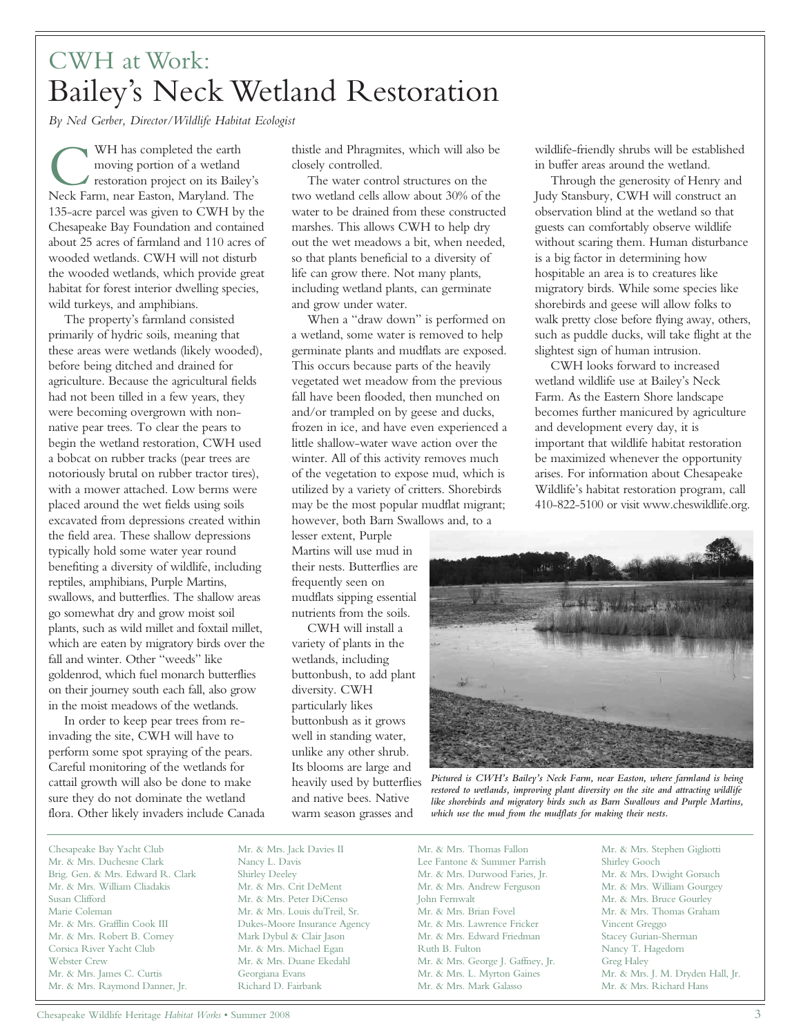## CWH at Work:

# Bailey's Neck Wetland Restoration

*By Ned Gerber, Director/Wildlife Habitat Ecologist*

CWH has completed the earth moving portion of a wetland restoration project on its Bailey's Neck Farm, near Easton, Maryland. The 135-acre parcel was given to CWH by the Chesapeake Bay Foundation and contained about 25 acres of farmland and 110 acres of wooded wetlands. CWH will not disturb the wooded wetlands, which provide great habitat for forest interior dwelling species, wild turkeys, and amphibians.

The property's farmland consisted primarily of hydric soils, meaning that these areas were wetlands (likely wooded), before being ditched and drained for agriculture. Because the agricultural fields had not been tilled in a few years, they were becoming overgrown with non-native pear trees. To clear the pears to begin the wetland restoration, CWH used a bobcat on rubber tracks (pear trees are notoriously brutal on rubber tractor tires), with a mower attached. Low berms were placed around the wet fields using soils excavated from depressions created within the field area. These shallow depressions typically hold some water year round benefiting a diversity of wildlife, including reptiles, amphibians, Purple Martins, swallows, and butterflies. The shallow areas go somewhat dry and grow moist soil plants, such as wild millet and foxtail millet, which are eaten by migratory birds over the fall and winter. Other "weeds" like goldenrod, which fuel monarch butterflies on their journey south each fall, also grow in the moist meadows of the wetlands.

In order to keep pear trees from re-invading the site, CWH will have to perform some spot spraying of the pears. Careful monitoring of the wetlands for cattail growth will also be done to make sure they do not dominate the wetland flora. Other likely invaders include Canada thistle and Phragmites, which will also be closely controlled.

The water control structures on the two wetland cells allow about 30% of the water to be drained from these constructed marshes. This allows CWH to help dry out the wet meadows a bit, when needed, so that plants beneficial to a diversity of life can grow there. Not many plants, including wetland plants, can germinate and grow under water.

When a "draw down" is performed on a wetland, some water is removed to help germinate plants and mudflats are exposed. This occurs because parts of the heavily vegetated wet meadow from the previous fall have been flooded, then munched on and/or trampled on by geese and ducks, frozen in ice, and have even experienced a little shallow-water wave action over the winter. All of this activity removes much of the vegetation to expose mud, which is utilized by a variety of critters. Shorebirds may be the most popular mudflat migrant; however, both Barn Swallows and, to a lesser extent, Purple Martins will use mud in their nests. Butterflies are frequently seen on mudflats sipping essential nutrients from the soils.

CWH will install a variety of plants in the wetlands, including buttonbush, to add plant diversity. CWH particularly likes buttonbush as it grows well in standing water, unlike any other shrub. Its blooms are large and heavily used by butterflies and native bees. Native warm season grasses and wildlife-friendly shrubs will be established in buffer areas around the wetland.

Through the generosity of Henry and Judy Stansbury, CWH will construct an observation blind at the wetland so that guests can comfortably observe wildlife without scaring them. Human disturbance is a big factor in determining how hospitable an area is to creatures like migratory birds. While some species like shorebirds and geese will allow folks to walk pretty close before flying away, others, such as puddle ducks, will take flight at the slightest sign of human intrusion.

CWH looks forward to increased wetland wildlife use at Bailey's Neck Farm. As the Eastern Shore landscape becomes further manicured by agriculture and development every day, it is important that wildlife habitat restoration be maximized whenever the opportunity arises. For information about Chesapeake Wildlife's habitat restoration program, call 410-822-5100 or visit www.cheswildlife.org.

***Pictured is CWH's Bailey's Neck Farm, near Easton, where farmland is being restored to wetlands, improving plant diversity on the site and attracting wildlife like shorebirds and migratory birds such as Barn Swallows and Purple Martins, which use the mud from the mudflats for making their nests.***

Chesapeake Bay Yacht Club
Mr. & Mrs. Duchesne Clark
Brig. Gen. & Mrs. Edward R. Clark
Mr. & Mrs. William Cliadakis
Susan Clifford
Marie Coleman
Mr. & Mrs. Grafflin Cook III
Mr. & Mrs. Robert B. Corney
Corsica River Yacht Club
Webster Crew
Mr. & Mrs. James C. Curtis
Mr. & Mrs. Raymond Danner, Jr.
Mr. & Mrs. Jack Davies II
Nancy L. Davis
Shirley Deeley
Mr. & Mrs. Crit DeMent
Mr. & Mrs. Peter DiCenso
Mr. & Mrs. Louis duTreil, Sr.
Dukes-Moore Insurance Agency
Mark Dybul & Clair Jason
Mr. & Mrs. Michael Egan
Mr. & Mrs. Duane Ekedahl
Georgiana Evans
Richard D. Fairbank
Mr. & Mrs. Thomas Fallon
Lee Fantone & Summer Parrish
Mr. & Mrs. Durwood Faries, Jr.
Mr. & Mrs. Andrew Ferguson
John Fernwalt
Mr. & Mrs. Brian Fovel
Mr. & Mrs. Lawrence Fricker
Mr. & Mrs. Edward Friedman
Ruth B. Fulton
Mr. & Mrs. George J. Gaffney, Jr.
Mr. & Mrs. L. Myrton Gaines
Mr. & Mrs. Mark Galasso
Mr. & Mrs. Stephen Gigliotti
Shirley Gooch
Mr. & Mrs. Dwight Gorsuch
Mr. & Mrs. William Gourgey
Mr. & Mrs. Bruce Gourley
Mr. & Mrs. Thomas Graham
Vincent Greggo
Stacey Gurian-Sherman
Nancy T. Hagedorn
Greg Haley
Mr. & Mrs. J. M. Dryden Hall, Jr.
Mr. & Mrs. Richard Hans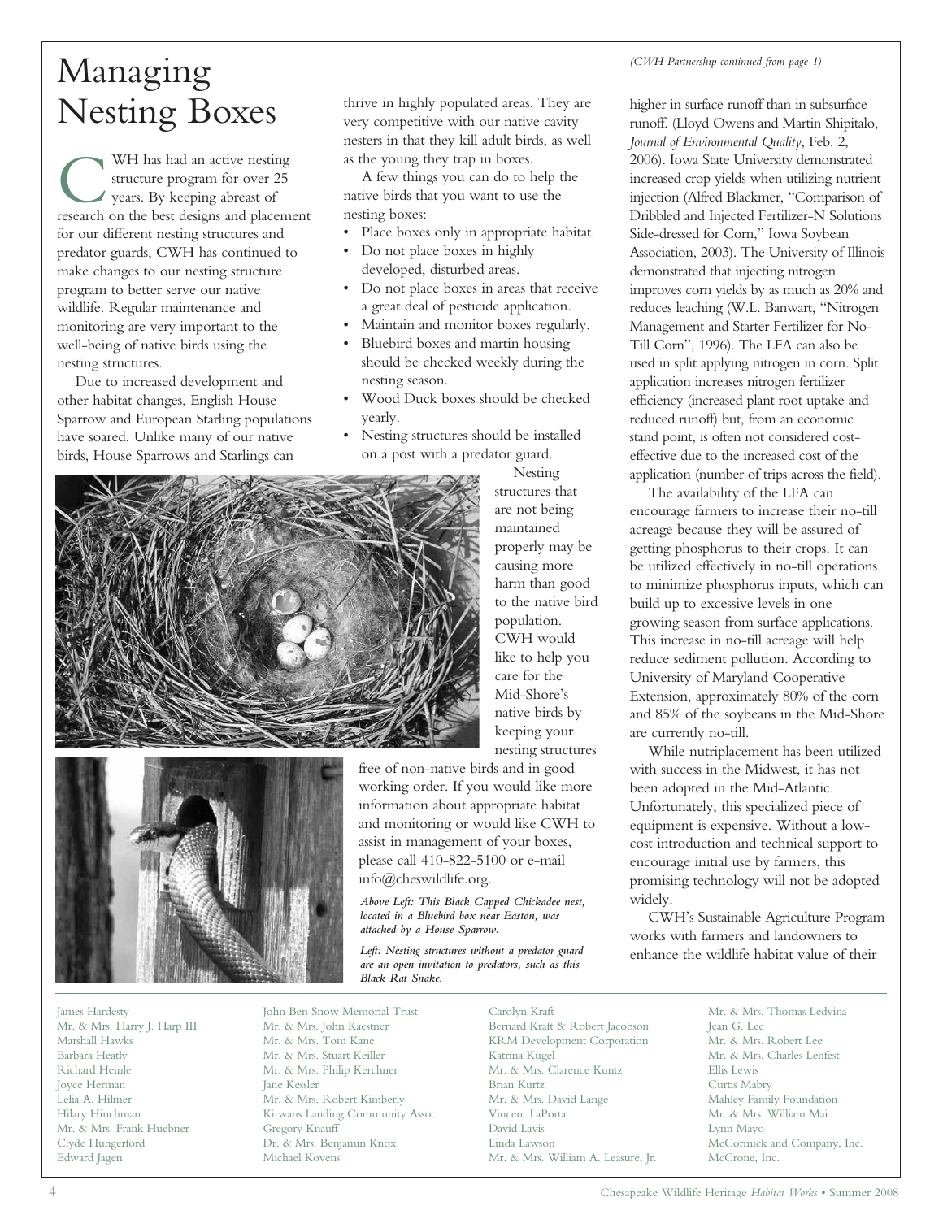# Managing Nesting Boxes

CWH has had an active nesting structure program for over 25 years. By keeping abreast of research on the best designs and placement for our different nesting structures and predator guards, CWH has continued to make changes to our nesting structure program to better serve our native wildlife. Regular maintenance and monitoring are very important to the well-being of native birds using the nesting structures.

Due to increased development and other habitat changes, English House Sparrow and European Starling populations have soared. Unlike many of our native birds, House Sparrows and Starlings can thrive in highly populated areas. They are very competitive with our native cavity nesters in that they kill adult birds, as well as the young they trap in boxes.

A few things you can do to help the native birds that you want to use the nesting boxes:

- Place boxes only in appropriate habitat.
- Do not place boxes in highly developed, disturbed areas.
- Do not place boxes in areas that receive a great deal of pesticide application.
- Maintain and monitor boxes regularly.
- Bluebird boxes and martin housing should be checked weekly during the nesting season.
- Wood Duck boxes should be checked yearly.
- Nesting structures should be installed on a post with a predator guard.

Nesting structures that are not being maintained properly may be causing more harm than good to the native bird population. CWH would like to help you care for the Mid-Shore's native birds by keeping your nesting structures free of non-native birds and in good working order. If you would like more information about appropriate habitat and monitoring or would like CWH to assist in management of your boxes, please call 410-822-5100 or e-mail info@cheswildlife.org.

***Above Left: This Black Capped Chickadee nest, located in a Bluebird box near Easton, was attacked by a House Sparrow.***

***Left: Nesting structures without a predator guard are an open invitation to predators, such as this Black Rat Snake.***

*(CWH Partnership continued from page 1)*

higher in surface runoff than in subsurface runoff. (Lloyd Owens and Martin Shipitalo, *Journal of Environmental Quality*, Feb. 2, 2006). Iowa State University demonstrated increased crop yields when utilizing nutrient injection (Alfred Blackmer, "Comparison of Dribbled and Injected Fertilizer-N Solutions Side-dressed for Corn," Iowa Soybean Association, 2003). The University of Illinois demonstrated that injecting nitrogen improves corn yields by as much as 20% and reduces leaching (W.L. Banwart, "Nitrogen Management and Starter Fertilizer for No-Till Corn", 1996). The LFA can also be used in split applying nitrogen in corn. Split application increases nitrogen fertilizer efficiency (increased plant root uptake and reduced runoff) but, from an economic stand point, is often not considered cost-effective due to the increased cost of the application (number of trips across the field).

The availability of the LFA can encourage farmers to increase their no-till acreage because they will be assured of getting phosphorus to their crops. It can be utilized effectively in no-till operations to minimize phosphorus inputs, which can build up to excessive levels in one growing season from surface applications. This increase in no-till acreage will help reduce sediment pollution. According to University of Maryland Cooperative Extension, approximately 80% of the corn and 85% of the soybeans in the Mid-Shore are currently no-till.

While nutriplacement has been utilized with success in the Midwest, it has not been adopted in the Mid-Atlantic. Unfortunately, this specialized piece of equipment is expensive. Without a low-cost introduction and technical support to encourage initial use by farmers, this promising technology will not be adopted widely.

CWH's Sustainable Agriculture Program works with farmers and landowners to enhance the wildlife habitat value of their

James Hardesty
Mr. & Mrs. Harry J. Harp III
Marshall Hawks
Barbara Heatly
Richard Heinle
Joyce Herman
Lelia A. Hilmer
Hilary Hinchman
Mr. & Mrs. Frank Huebner
Clyde Hungerford
Edward Jagen
John Ben Snow Memorial Trust
Mr. & Mrs. John Kaestner
Mr. & Mrs. Tom Kane
Mr. & Mrs. Stuart Keiller
Mr. & Mrs. Philip Kerchner
Jane Kessler
Mr. & Mrs. Robert Kimberly
Kirwans Landing Community Assoc.
Gregory Knauff
Dr. & Mrs. Benjamin Knox
Michael Kovens
Carolyn Kraft
Bernard Kraft & Robert Jacobson
KRM Development Corporation
Katrina Kugel
Mr. & Mrs. Clarence Kuntz
Brian Kurtz
Mr. & Mrs. David Lange
Vincent LaPorta
David Lavis
Linda Lawson
Mr. & Mrs. William A. Leasure, Jr.
Mr. & Mrs. Thomas Ledvina
Jean G. Lee
Mr. & Mrs. Robert Lee
Mr. & Mrs. Charles Lenfest
Ellis Lewis
Curtis Mabry
Mahley Family Foundation
Mr. & Mrs. William Mai
Lynn Mayo
McCormick and Company, Inc.
McCrone, Inc.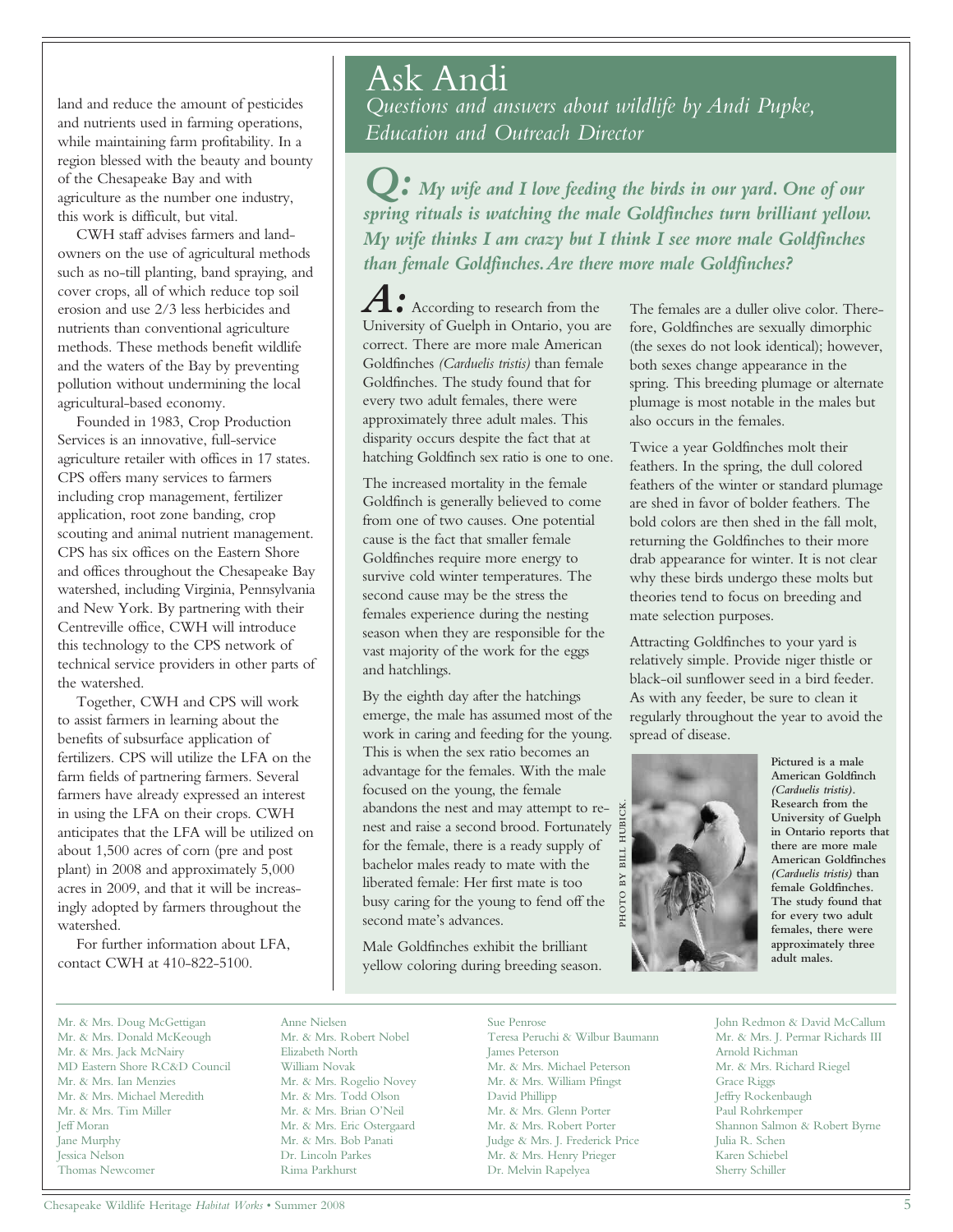land and reduce the amount of pesticides and nutrients used in farming operations, while maintaining farm profitability. In a region blessed with the beauty and bounty of the Chesapeake Bay and with agriculture as the number one industry, this work is difficult, but vital.

CWH staff advises farmers and landowners on the use of agricultural methods such as no-till planting, band spraying, and cover crops, all of which reduce top soil erosion and use 2/3 less herbicides and nutrients than conventional agriculture methods. These methods benefit wildlife and the waters of the Bay by preventing pollution without undermining the local agricultural-based economy.

Founded in 1983, Crop Production Services is an innovative, full-service agriculture retailer with offices in 17 states. CPS offers many services to farmers including crop management, fertilizer application, root zone banding, crop scouting and animal nutrient management. CPS has six offices on the Eastern Shore and offices throughout the Chesapeake Bay watershed, including Virginia, Pennsylvania and New York. By partnering with their Centreville office, CWH will introduce this technology to the CPS network of technical service providers in other parts of the watershed.

Together, CWH and CPS will work to assist farmers in learning about the benefits of subsurface application of fertilizers. CPS will utilize the LFA on the farm fields of partnering farmers. Several farmers have already expressed an interest in using the LFA on their crops. CWH anticipates that the LFA will be utilized on about 1,500 acres of corn (pre and post plant) in 2008 and approximately 5,000 acres in 2009, and that it will be increasingly adopted by farmers throughout the watershed.

For further information about LFA, contact CWH at 410-822-5100.

# Ask Andi

*Questions and answers about wildlife by Andi Pupke, Education and Outreach Director*

***Q:** My wife and I love feeding the birds in our yard. One of our spring rituals is watching the male Goldfinches turn brilliant yellow. My wife thinks I am crazy but I think I see more male Goldfinches than female Goldfinches. Are there more male Goldfinches?*

**A:** According to research from the University of Guelph in Ontario, you are correct. There are more male American Goldfinches *(Carduelis tristis)* than female Goldfinches. The study found that for every two adult females, there were approximately three adult males. This disparity occurs despite the fact that at hatching Goldfinch sex ratio is one to one.

The increased mortality in the female Goldfinch is generally believed to come from one of two causes. One potential cause is the fact that smaller female Goldfinches require more energy to survive cold winter temperatures. The second cause may be the stress the females experience during the nesting season when they are responsible for the vast majority of the work for the eggs and hatchlings.

By the eighth day after the hatchings emerge, the male has assumed most of the work in caring and feeding for the young. This is when the sex ratio becomes an advantage for the females. With the male focused on the young, the female abandons the nest and may attempt to re-nest and raise a second brood. Fortunately for the female, there is a ready supply of bachelor males ready to mate with the liberated female: Her first mate is too busy caring for the young to fend off the second mate's advances.

Male Goldfinches exhibit the brilliant yellow coloring during breeding season. The females are a duller olive color. Therefore, Goldfinches are sexually dimorphic (the sexes do not look identical); however, both sexes change appearance in the spring. This breeding plumage or alternate plumage is most notable in the males but also occurs in the females.

Twice a year Goldfinches molt their feathers. In the spring, the dull colored feathers of the winter or standard plumage are shed in favor of bolder feathers. The bold colors are then shed in the fall molt, returning the Goldfinches to their more drab appearance for winter. It is not clear why these birds undergo these molts but theories tend to focus on breeding and mate selection purposes.

Attracting Goldfinches to your yard is relatively simple. Provide niger thistle or black-oil sunflower seed in a bird feeder. As with any feeder, be sure to clean it regularly throughout the year to avoid the spread of disease.

PHOTO BY BILL HUBICK.

**Pictured is a male American Goldfinch *(Carduelis tristis)*. Research from the University of Guelph in Ontario reports that there are more male American Goldfinches *(Carduelis tristis)* than female Goldfinches. The study found that for every two adult females, there were approximately three adult males.**

Mr. & Mrs. Doug McGettigan
Mr. & Mrs. Donald McKeough
Mr. & Mrs. Jack McNairy
MD Eastern Shore RC&D Council
Mr. & Mrs. Ian Menzies
Mr. & Mrs. Michael Meredith
Mr. & Mrs. Tim Miller
Jeff Moran
Jane Murphy
Jessica Nelson
Thomas Newcomer
Anne Nielsen
Mr. & Mrs. Robert Nobel
Elizabeth North
William Novak
Mr. & Mrs. Rogelio Novey
Mr. & Mrs. Todd Olson
Mr. & Mrs. Brian O'Neil
Mr. & Mrs. Eric Ostergaard
Mr. & Mrs. Bob Panati
Dr. Lincoln Parkes
Rima Parkhurst
Sue Penrose
Teresa Peruchi & Wilbur Baumann
James Peterson
Mr. & Mrs. Michael Peterson
Mr. & Mrs. William Pfingst
David Phillipp
Mr. & Mrs. Glenn Porter
Mr. & Mrs. Robert Porter
Judge & Mrs. J. Frederick Price
Mr. & Mrs. Henry Prieger
Dr. Melvin Rapelyea
John Redmon & David McCallum
Mr. & Mrs. J. Permar Richards III
Arnold Richman
Mr. & Mrs. Richard Riegel
Grace Riggs
Jeffry Rockenbaugh
Paul Rohrkemper
Shannon Salmon & Robert Byrne
Julia R. Schen
Karen Schiebel
Sherry Schiller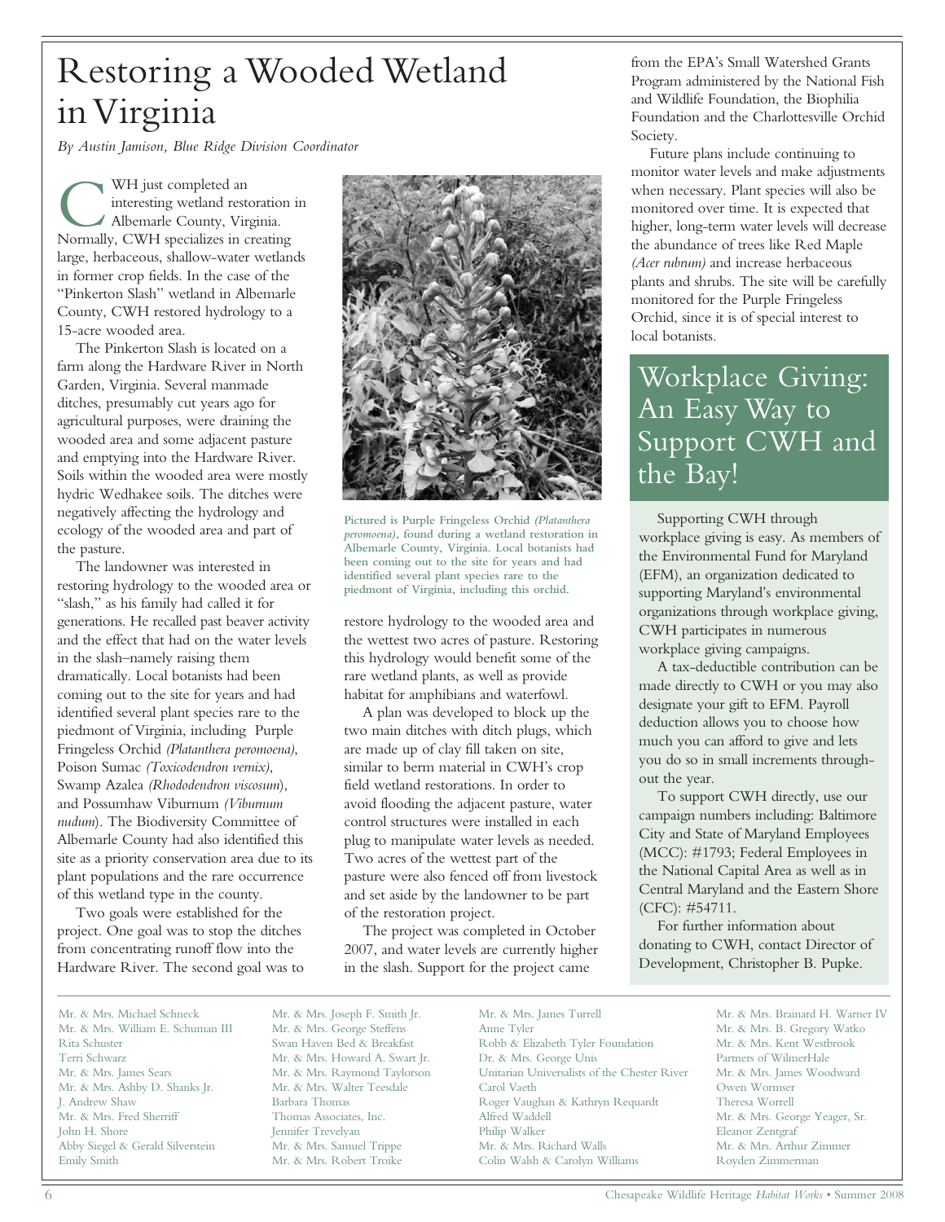# Restoring a Wooded Wetland in Virginia

*By Austin Jamison, Blue Ridge Division Coordinator*

CWH just completed an interesting wetland restoration in Albemarle County, Virginia. Normally, CWH specializes in creating large, herbaceous, shallow-water wetlands in former crop fields. In the case of the "Pinkerton Slash" wetland in Albemarle County, CWH restored hydrology to a 15-acre wooded area.

The Pinkerton Slash is located on a farm along the Hardware River in North Garden, Virginia. Several manmade ditches, presumably cut years ago for agricultural purposes, were draining the wooded area and some adjacent pasture and emptying into the Hardware River. Soils within the wooded area were mostly hydric Wedhakee soils. The ditches were negatively affecting the hydrology and ecology of the wooded area and part of the pasture.

The landowner was interested in restoring hydrology to the wooded area or "slash," as his family had called it for generations. He recalled past beaver activity and the effect that had on the water levels in the slash–namely raising them dramatically. Local botanists had been coming out to the site for years and had identified several plant species rare to the piedmont of Virginia, including Purple Fringeless Orchid *(Platanthera peromoena)*, Poison Sumac *(Toxicodendron vernix)*, Swamp Azalea *(Rhododendron viscosum)*, and Possumhaw Viburnum *(Viburnum nudum)*. The Biodiversity Committee of Albemarle County had also identified this site as a priority conservation area due to its plant populations and the rare occurrence of this wetland type in the county.

Two goals were established for the project. One goal was to stop the ditches from concentrating runoff flow into the Hardware River. The second goal was to restore hydrology to the wooded area and the wettest two acres of pasture. Restoring this hydrology would benefit some of the rare wetland plants, as well as provide habitat for amphibians and waterfowl.

**Pictured is Purple Fringeless Orchid *(Platanthera peromoena)*, found during a wetland restoration in Albemarle County, Virginia. Local botanists had been coming out to the site for years and had identified several plant species rare to the piedmont of Virginia, including this orchid.**

A plan was developed to block up the two main ditches with ditch plugs, which are made up of clay fill taken on site, similar to berm material in CWH's crop field wetland restorations. In order to avoid flooding the adjacent pasture, water control structures were installed in each plug to manipulate water levels as needed. Two acres of the wettest part of the pasture were also fenced off from livestock and set aside by the landowner to be part of the restoration project.

The project was completed in October 2007, and water levels are currently higher in the slash. Support for the project came from the EPA's Small Watershed Grants Program administered by the National Fish and Wildlife Foundation, the Biophilia Foundation and the Charlottesville Orchid Society.

Future plans include continuing to monitor water levels and make adjustments when necessary. Plant species will also be monitored over time. It is expected that higher, long-term water levels will decrease the abundance of trees like Red Maple *(Acer rubrum)* and increase herbaceous plants and shrubs. The site will be carefully monitored for the Purple Fringeless Orchid, since it is of special interest to local botanists.

## Workplace Giving: An Easy Way to Support CWH and the Bay!

Supporting CWH through workplace giving is easy. As members of the Environmental Fund for Maryland (EFM), an organization dedicated to supporting Maryland's environmental organizations through workplace giving, CWH participates in numerous workplace giving campaigns.

A tax-deductible contribution can be made directly to CWH or you may also designate your gift to EFM. Payroll deduction allows you to choose how much you can afford to give and lets you do so in small increments throughout the year.

To support CWH directly, use our campaign numbers including: Baltimore City and State of Maryland Employees (MCC): #1793; Federal Employees in the National Capital Area as well as in Central Maryland and the Eastern Shore (CFC): #54711.

For further information about donating to CWH, contact Director of Development, Christopher B. Pupke.

Mr. & Mrs. Michael Schneck
Mr. & Mrs. William E. Schuman III
Rita Schuster
Terri Schwarz
Mr. & Mrs. James Sears
Mr. & Mrs. Ashby D. Shanks Jr.
J. Andrew Shaw
Mr. & Mrs. Fred Sherriff
John H. Shore
Abby Siegel & Gerald Silverstein
Emily Smith
Mr. & Mrs. Joseph F. Smith Jr.
Mr. & Mrs. George Steffens
Swan Haven Bed & Breakfast
Mr. & Mrs. Howard A. Swart Jr.
Mr. & Mrs. Raymond Taylorson
Mr. & Mrs. Walter Teesdale
Barbara Thomas
Thomas Associates, Inc.
Jennifer Trevelyan
Mr. & Mrs. Samuel Trippe
Mr. & Mrs. Robert Troike
Mr. & Mrs. James Turrell
Anne Tyler
Robb & Elizabeth Tyler Foundation
Dr. & Mrs. George Unis
Unitarian Universalists of the Chester River
Carol Vaeth
Roger Vaughan & Kathryn Requardt
Alfred Waddell
Philip Walker
Mr. & Mrs. Richard Walls
Colin Walsh & Carolyn Williams
Mr. & Mrs. Brainard H. Warner IV
Mr. & Mrs. B. Gregory Watko
Mr. & Mrs. Kent Westbrook
Partners of WilmerHale
Mr. & Mrs. James Woodward
Owen Wormser
Theresa Worrell
Mr. & Mrs. George Yeager, Sr.
Eleanor Zentgraf
Mr. & Mrs. Arthur Zimmer
Royden Zimmerman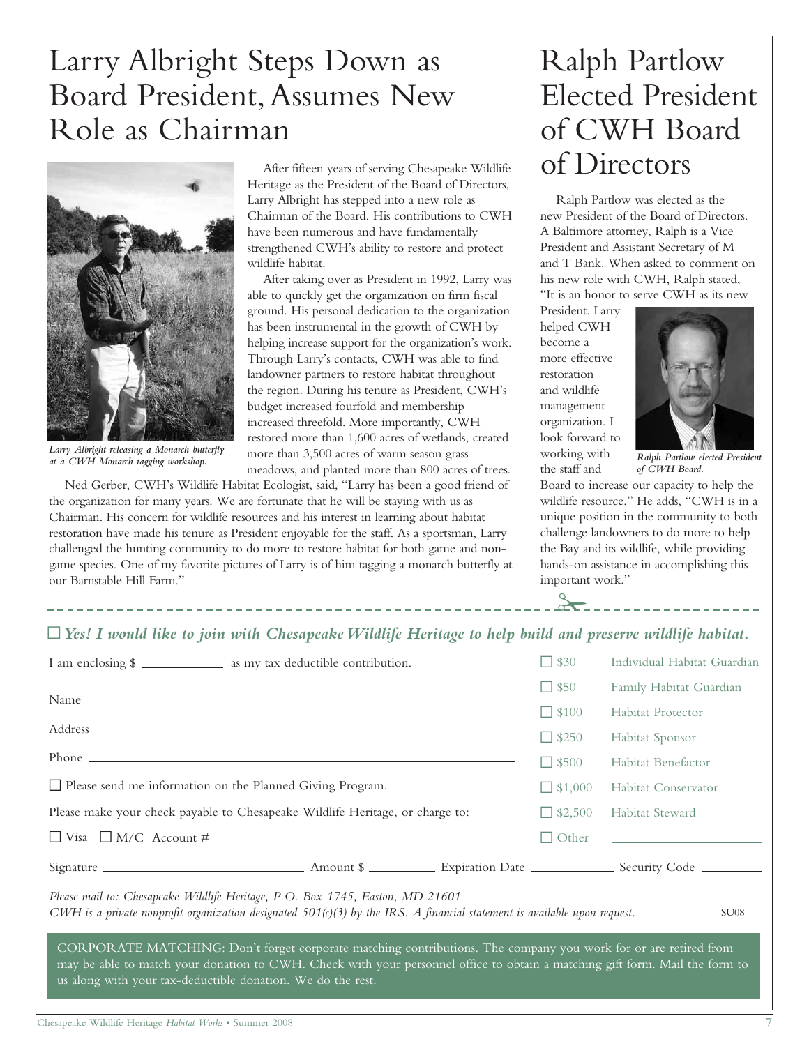# Larry Albright Steps Down as Board President, Assumes New Role as Chairman

*Larry Albright releasing a Monarch butterfly at a CWH Monarch tagging workshop.*

After fifteen years of serving Chesapeake Wildlife Heritage as the President of the Board of Directors, Larry Albright has stepped into a new role as Chairman of the Board. His contributions to CWH have been numerous and have fundamentally strengthened CWH's ability to restore and protect wildlife habitat.

After taking over as President in 1992, Larry was able to quickly get the organization on firm fiscal ground. His personal dedication to the organization has been instrumental in the growth of CWH by helping increase support for the organization's work. Through Larry's contacts, CWH was able to find landowner partners to restore habitat throughout the region. During his tenure as President, CWH's budget increased fourfold and membership increased threefold. More importantly, CWH restored more than 1,600 acres of wetlands, created more than 3,500 acres of warm season grass meadows, and planted more than 800 acres of trees.

Ned Gerber, CWH's Wildlife Habitat Ecologist, said, "Larry has been a good friend of the organization for many years. We are fortunate that he will be staying with us as Chairman. His concern for wildlife resources and his interest in learning about habitat restoration have made his tenure as President enjoyable for the staff. As a sportsman, Larry challenged the hunting community to do more to restore habitat for both game and non-game species. One of my favorite pictures of Larry is of him tagging a monarch butterfly at our Barnstable Hill Farm."

# Ralph Partlow Elected President of CWH Board of Directors

Ralph Partlow was elected as the new President of the Board of Directors. A Baltimore attorney, Ralph is a Vice President and Assistant Secretary of M and T Bank. When asked to comment on his new role with CWH, Ralph stated, "It is an honor to serve CWH as its new President. Larry helped CWH become a more effective restoration and wildlife management organization. I look forward to working with the staff and Board to increase our capacity to help the wildlife resource." He adds, "CWH is in a unique position in the community to both challenge landowners to do more to help the Bay and its wildlife, while providing hands-on assistance in accomplishing this important work."

*Ralph Partlow elected President of CWH Board.*

---

☐ ***Yes! I would like to join with Chesapeake Wildlife Heritage to help build and preserve wildlife habitat.***

I am enclosing $ __________ as my tax deductible contribution.

Name ______________________________

Address ______________________________

Phone ______________________________

☐ Please send me information on the Planned Giving Program.

Please make your check payable to Chesapeake Wildlife Heritage, or charge to:

☐ Visa ☐ M/C Account # ______________________________

| | |
|---|---|
| ☐ $30 | Individual Habitat Guardian |
| ☐ $50 | Family Habitat Guardian |
| ☐ $100 | Habitat Protector |
| ☐ $250 | Habitat Sponsor |
| ☐ $500 | Habitat Benefactor |
| ☐ $1,000 | Habitat Conservator |
| ☐ $2,500 | Habitat Steward |
| ☐ Other | __________ |

Signature ______________ Amount $ __________ Expiration Date __________ Security Code __________

*Please mail to: Chesapeake Wildlife Heritage, P.O. Box 1745, Easton, MD 21601*

*CWH is a private nonprofit organization designated 501(c)(3) by the IRS. A financial statement is available upon request.* SU08

CORPORATE MATCHING: Don't forget corporate matching contributions. The company you work for or are retired from may be able to match your donation to CWH. Check with your personnel office to obtain a matching gift form. Mail the form to us along with your tax-deductible donation. We do the rest.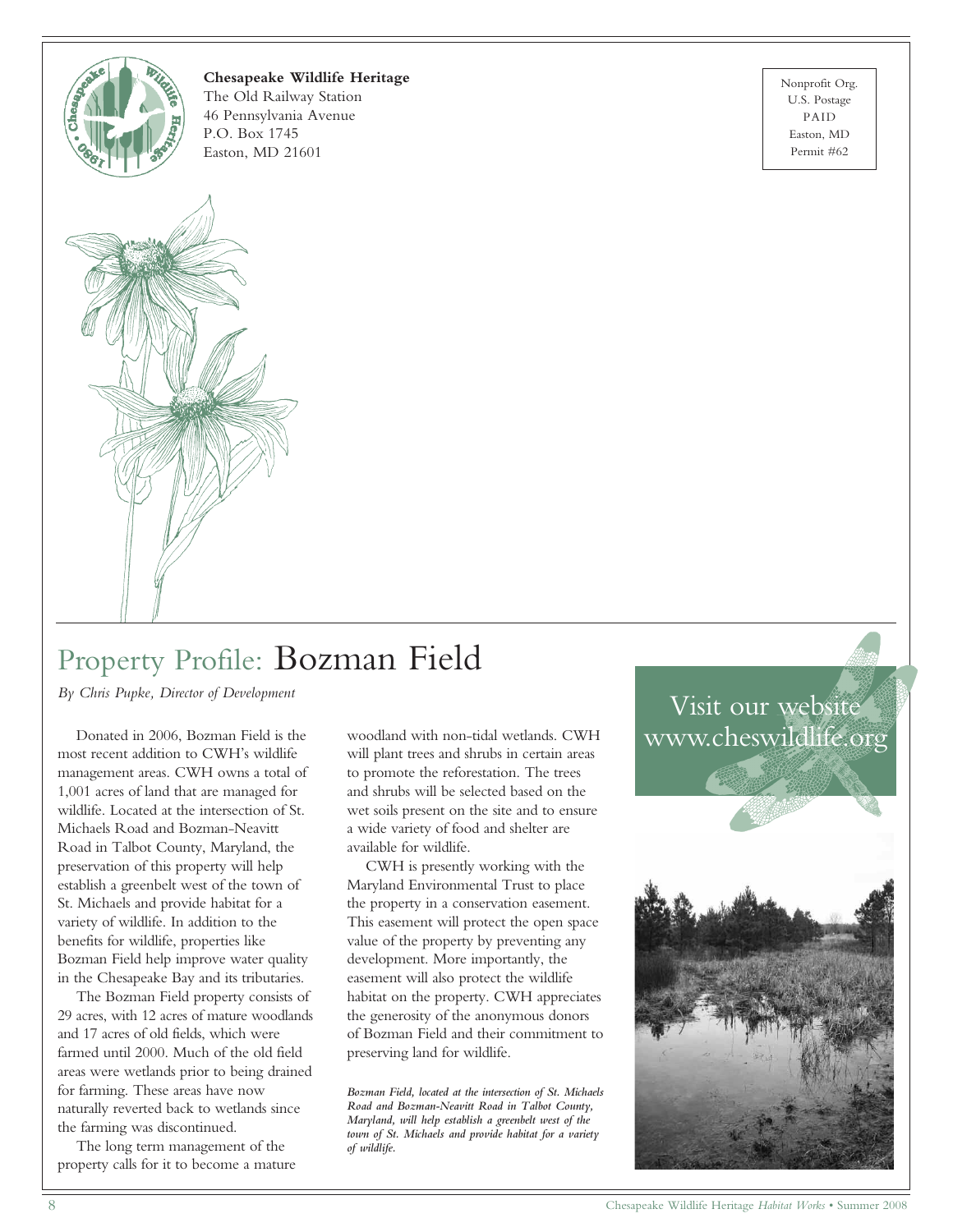**Chesapeake Wildlife Heritage**
The Old Railway Station
46 Pennsylvania Avenue
P.O. Box 1745
Easton, MD 21601

Nonprofit Org.
U.S. Postage
PAID
Easton, MD
Permit #62

# Property Profile: Bozman Field

*By Chris Pupke, Director of Development*

Donated in 2006, Bozman Field is the most recent addition to CWH's wildlife management areas. CWH owns a total of 1,001 acres of land that are managed for wildlife. Located at the intersection of St. Michaels Road and Bozman-Neavitt Road in Talbot County, Maryland, the preservation of this property will help establish a greenbelt west of the town of St. Michaels and provide habitat for a variety of wildlife. In addition to the benefits for wildlife, properties like Bozman Field help improve water quality in the Chesapeake Bay and its tributaries.

The Bozman Field property consists of 29 acres, with 12 acres of mature woodlands and 17 acres of old fields, which were farmed until 2000. Much of the old field areas were wetlands prior to being drained for farming. These areas have now naturally reverted back to wetlands since the farming was discontinued.

The long term management of the property calls for it to become a mature woodland with non-tidal wetlands. CWH will plant trees and shrubs in certain areas to promote the reforestation. The trees and shrubs will be selected based on the wet soils present on the site and to ensure a wide variety of food and shelter are available for wildlife.

CWH is presently working with the Maryland Environmental Trust to place the property in a conservation easement. This easement will protect the open space value of the property by preventing any development. More importantly, the easement will also protect the wildlife habitat on the property. CWH appreciates the generosity of the anonymous donors of Bozman Field and their commitment to preserving land for wildlife.

***Bozman Field, located at the intersection of St. Michaels Road and Bozman-Neavitt Road in Talbot County, Maryland, will help establish a greenbelt west of the town of St. Michaels and provide habitat for a variety of wildlife.***

Visit our website
www.cheswildlife.org